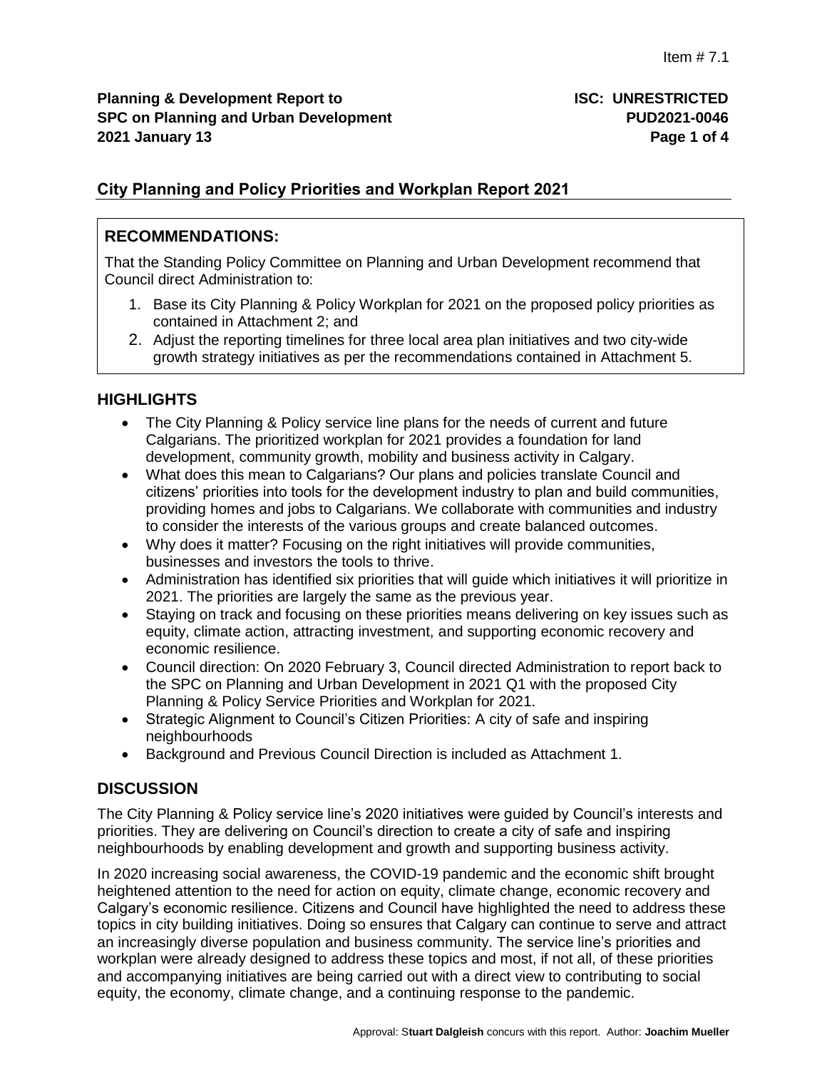Item # 7.1

**Planning & Development Report to**
**SPC on Planning and Urban Development**
**2021 January 13**

**ISC: UNRESTRICTED**
**PUD2021-0046**

## City Planning and Policy Priorities and Workplan Report 2021

### RECOMMENDATIONS:

That the Standing Policy Committee on Planning and Urban Development recommend that Council direct Administration to:

1. Base its City Planning & Policy Workplan for 2021 on the proposed policy priorities as contained in Attachment 2; and
2. Adjust the reporting timelines for three local area plan initiatives and two city-wide growth strategy initiatives as per the recommendations contained in Attachment 5.

### HIGHLIGHTS

- The City Planning & Policy service line plans for the needs of current and future Calgarians. The prioritized workplan for 2021 provides a foundation for land development, community growth, mobility and business activity in Calgary.
- What does this mean to Calgarians? Our plans and policies translate Council and citizens' priorities into tools for the development industry to plan and build communities, providing homes and jobs to Calgarians. We collaborate with communities and industry to consider the interests of the various groups and create balanced outcomes.
- Why does it matter? Focusing on the right initiatives will provide communities, businesses and investors the tools to thrive.
- Administration has identified six priorities that will guide which initiatives it will prioritize in 2021. The priorities are largely the same as the previous year.
- Staying on track and focusing on these priorities means delivering on key issues such as equity, climate action, attracting investment, and supporting economic recovery and economic resilience.
- Council direction: On 2020 February 3, Council directed Administration to report back to the SPC on Planning and Urban Development in 2021 Q1 with the proposed City Planning & Policy Service Priorities and Workplan for 2021.
- Strategic Alignment to Council's Citizen Priorities: A city of safe and inspiring neighbourhoods
- Background and Previous Council Direction is included as Attachment 1.

### DISCUSSION

The City Planning & Policy service line's 2020 initiatives were guided by Council's interests and priorities. They are delivering on Council's direction to create a city of safe and inspiring neighbourhoods by enabling development and growth and supporting business activity.

In 2020 increasing social awareness, the COVID-19 pandemic and the economic shift brought heightened attention to the need for action on equity, climate change, economic recovery and Calgary's economic resilience. Citizens and Council have highlighted the need to address these topics in city building initiatives. Doing so ensures that Calgary can continue to serve and attract an increasingly diverse population and business community. The service line's priorities and workplan were already designed to address these topics and most, if not all, of these priorities and accompanying initiatives are being carried out with a direct view to contributing to social equity, the economy, climate change, and a continuing response to the pandemic.

Approval: S**tuart Dalgleish** concurs with this report. Author: **Joachim Mueller**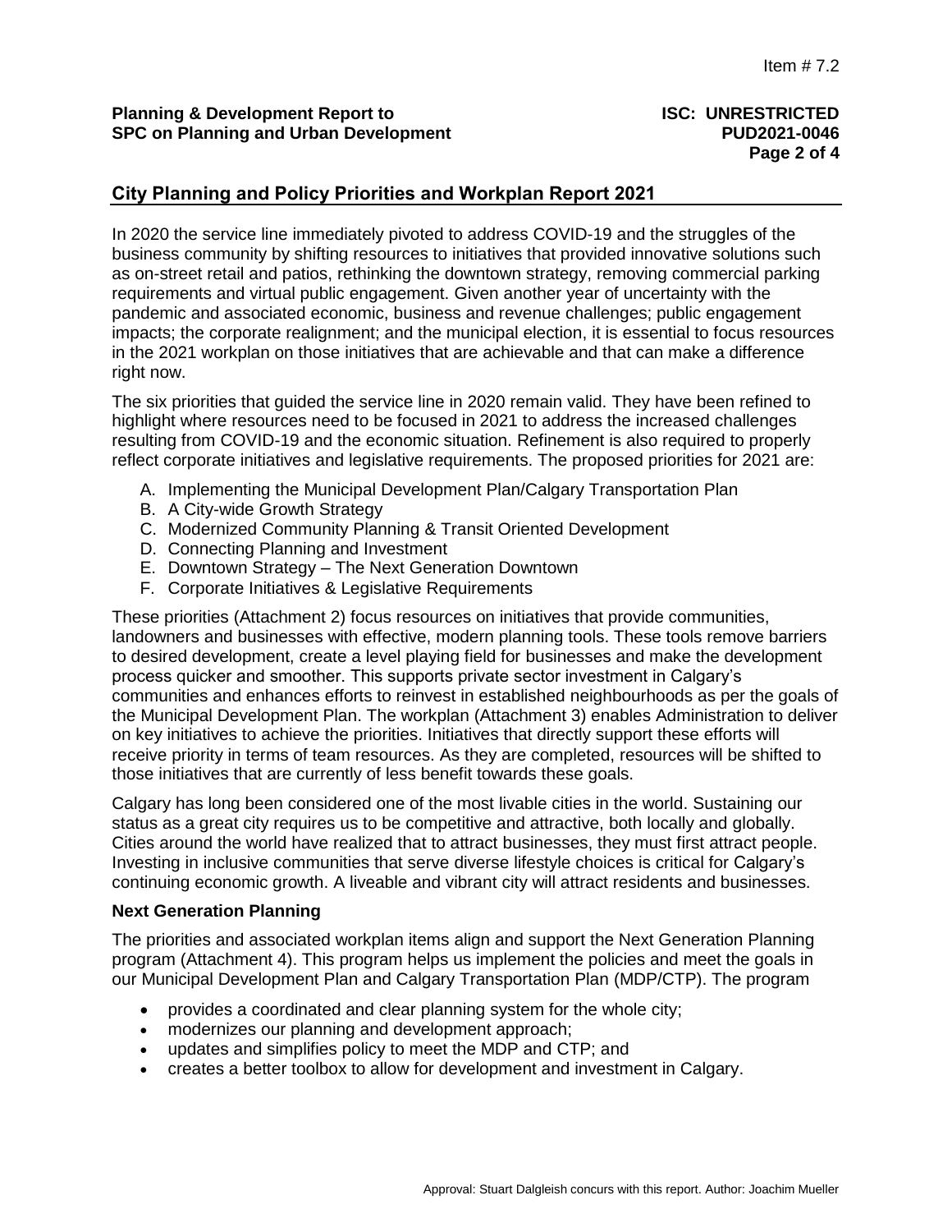## City Planning and Policy Priorities and Workplan Report 2021

In 2020 the service line immediately pivoted to address COVID-19 and the struggles of the business community by shifting resources to initiatives that provided innovative solutions such as on-street retail and patios, rethinking the downtown strategy, removing commercial parking requirements and virtual public engagement. Given another year of uncertainty with the pandemic and associated economic, business and revenue challenges; public engagement impacts; the corporate realignment; and the municipal election, it is essential to focus resources in the 2021 workplan on those initiatives that are achievable and that can make a difference right now.

The six priorities that guided the service line in 2020 remain valid. They have been refined to highlight where resources need to be focused in 2021 to address the increased challenges resulting from COVID-19 and the economic situation. Refinement is also required to properly reflect corporate initiatives and legislative requirements. The proposed priorities for 2021 are:

A. Implementing the Municipal Development Plan/Calgary Transportation Plan
B. A City-wide Growth Strategy
C. Modernized Community Planning & Transit Oriented Development
D. Connecting Planning and Investment
E. Downtown Strategy – The Next Generation Downtown
F. Corporate Initiatives & Legislative Requirements

These priorities (Attachment 2) focus resources on initiatives that provide communities, landowners and businesses with effective, modern planning tools. These tools remove barriers to desired development, create a level playing field for businesses and make the development process quicker and smoother. This supports private sector investment in Calgary's communities and enhances efforts to reinvest in established neighbourhoods as per the goals of the Municipal Development Plan. The workplan (Attachment 3) enables Administration to deliver on key initiatives to achieve the priorities. Initiatives that directly support these efforts will receive priority in terms of team resources. As they are completed, resources will be shifted to those initiatives that are currently of less benefit towards these goals.

Calgary has long been considered one of the most livable cities in the world. Sustaining our status as a great city requires us to be competitive and attractive, both locally and globally. Cities around the world have realized that to attract businesses, they must first attract people. Investing in inclusive communities that serve diverse lifestyle choices is critical for Calgary's continuing economic growth. A liveable and vibrant city will attract residents and businesses.

### Next Generation Planning

The priorities and associated workplan items align and support the Next Generation Planning program (Attachment 4). This program helps us implement the policies and meet the goals in our Municipal Development Plan and Calgary Transportation Plan (MDP/CTP). The program

- provides a coordinated and clear planning system for the whole city;
- modernizes our planning and development approach;
- updates and simplifies policy to meet the MDP and CTP; and
- creates a better toolbox to allow for development and investment in Calgary.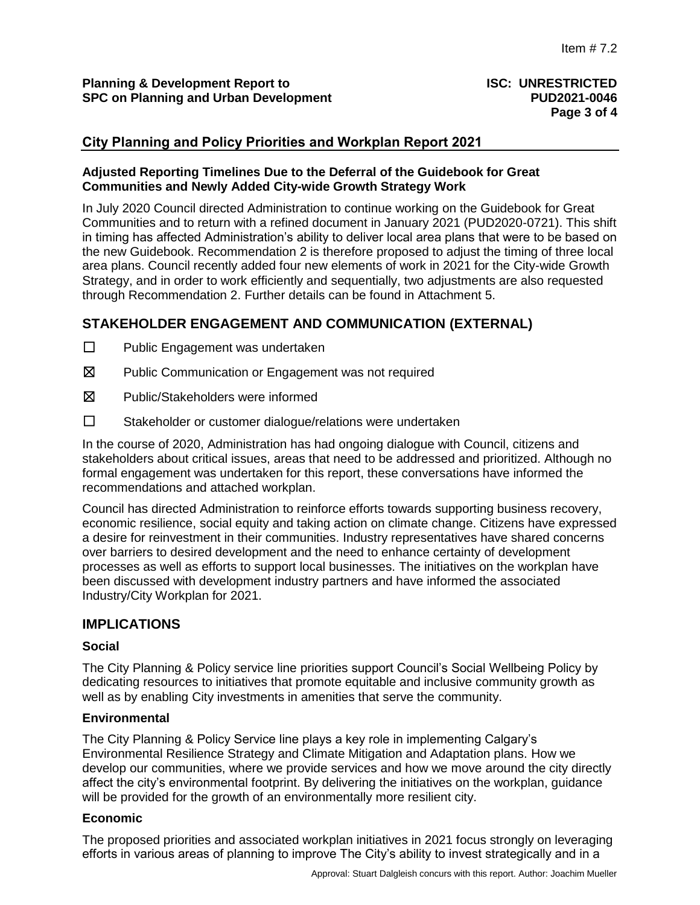## City Planning and Policy Priorities and Workplan Report 2021

**Adjusted Reporting Timelines Due to the Deferral of the Guidebook for Great Communities and Newly Added City-wide Growth Strategy Work**

In July 2020 Council directed Administration to continue working on the Guidebook for Great Communities and to return with a refined document in January 2021 (PUD2020-0721). This shift in timing has affected Administration's ability to deliver local area plans that were to be based on the new Guidebook. Recommendation 2 is therefore proposed to adjust the timing of three local area plans. Council recently added four new elements of work in 2021 for the City-wide Growth Strategy, and in order to work efficiently and sequentially, two adjustments are also requested through Recommendation 2. Further details can be found in Attachment 5.

## STAKEHOLDER ENGAGEMENT AND COMMUNICATION (EXTERNAL)

- ☐ Public Engagement was undertaken
- ☒ Public Communication or Engagement was not required
- ☒ Public/Stakeholders were informed
- ☐ Stakeholder or customer dialogue/relations were undertaken

In the course of 2020, Administration has had ongoing dialogue with Council, citizens and stakeholders about critical issues, areas that need to be addressed and prioritized. Although no formal engagement was undertaken for this report, these conversations have informed the recommendations and attached workplan.

Council has directed Administration to reinforce efforts towards supporting business recovery, economic resilience, social equity and taking action on climate change. Citizens have expressed a desire for reinvestment in their communities. Industry representatives have shared concerns over barriers to desired development and the need to enhance certainty of development processes as well as efforts to support local businesses. The initiatives on the workplan have been discussed with development industry partners and have informed the associated Industry/City Workplan for 2021.

## IMPLICATIONS

### Social

The City Planning & Policy service line priorities support Council's Social Wellbeing Policy by dedicating resources to initiatives that promote equitable and inclusive community growth as well as by enabling City investments in amenities that serve the community.

### Environmental

The City Planning & Policy Service line plays a key role in implementing Calgary's Environmental Resilience Strategy and Climate Mitigation and Adaptation plans. How we develop our communities, where we provide services and how we move around the city directly affect the city's environmental footprint. By delivering the initiatives on the workplan, guidance will be provided for the growth of an environmentally more resilient city.

### Economic

The proposed priorities and associated workplan initiatives in 2021 focus strongly on leveraging efforts in various areas of planning to improve The City's ability to invest strategically and in a

Approval: Stuart Dalgleish concurs with this report. Author: Joachim Mueller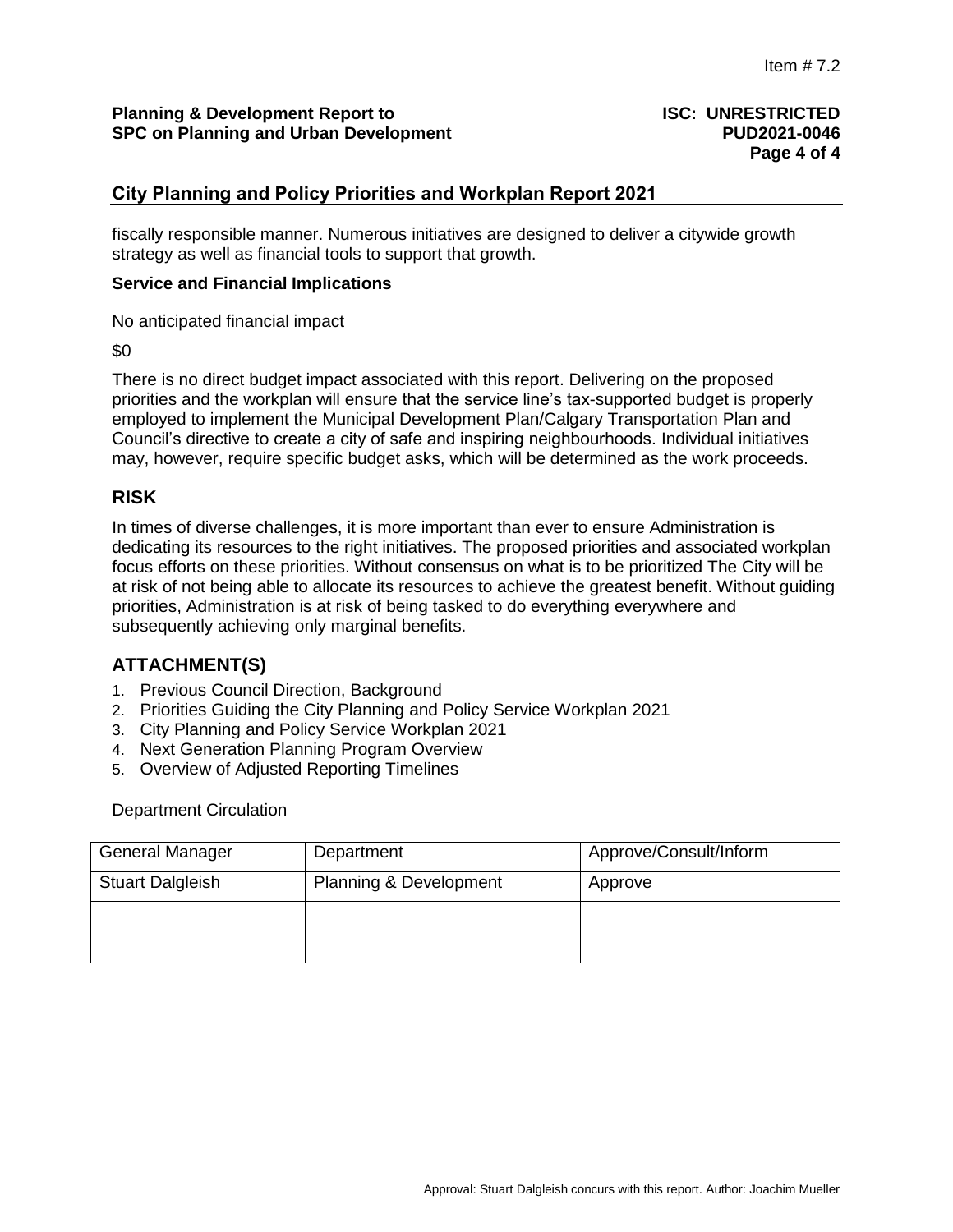fiscally responsible manner. Numerous initiatives are designed to deliver a citywide growth strategy as well as financial tools to support that growth.

**Service and Financial Implications**

No anticipated financial impact

$0

There is no direct budget impact associated with this report. Delivering on the proposed priorities and the workplan will ensure that the service line's tax-supported budget is properly employed to implement the Municipal Development Plan/Calgary Transportation Plan and Council's directive to create a city of safe and inspiring neighbourhoods. Individual initiatives may, however, require specific budget asks, which will be determined as the work proceeds.

## RISK

In times of diverse challenges, it is more important than ever to ensure Administration is dedicating its resources to the right initiatives. The proposed priorities and associated workplan focus efforts on these priorities. Without consensus on what is to be prioritized The City will be at risk of not being able to allocate its resources to achieve the greatest benefit. Without guiding priorities, Administration is at risk of being tasked to do everything everywhere and subsequently achieving only marginal benefits.

## ATTACHMENT(S)

1. Previous Council Direction, Background
2. Priorities Guiding the City Planning and Policy Service Workplan 2021
3. City Planning and Policy Service Workplan 2021
4. Next Generation Planning Program Overview
5. Overview of Adjusted Reporting Timelines

Department Circulation

| General Manager | Department | Approve/Consult/Inform |
|---|---|---|
| Stuart Dalgleish | Planning & Development | Approve |
| | | |
| | | |

Approval: Stuart Dalgleish concurs with this report. Author: Joachim Mueller